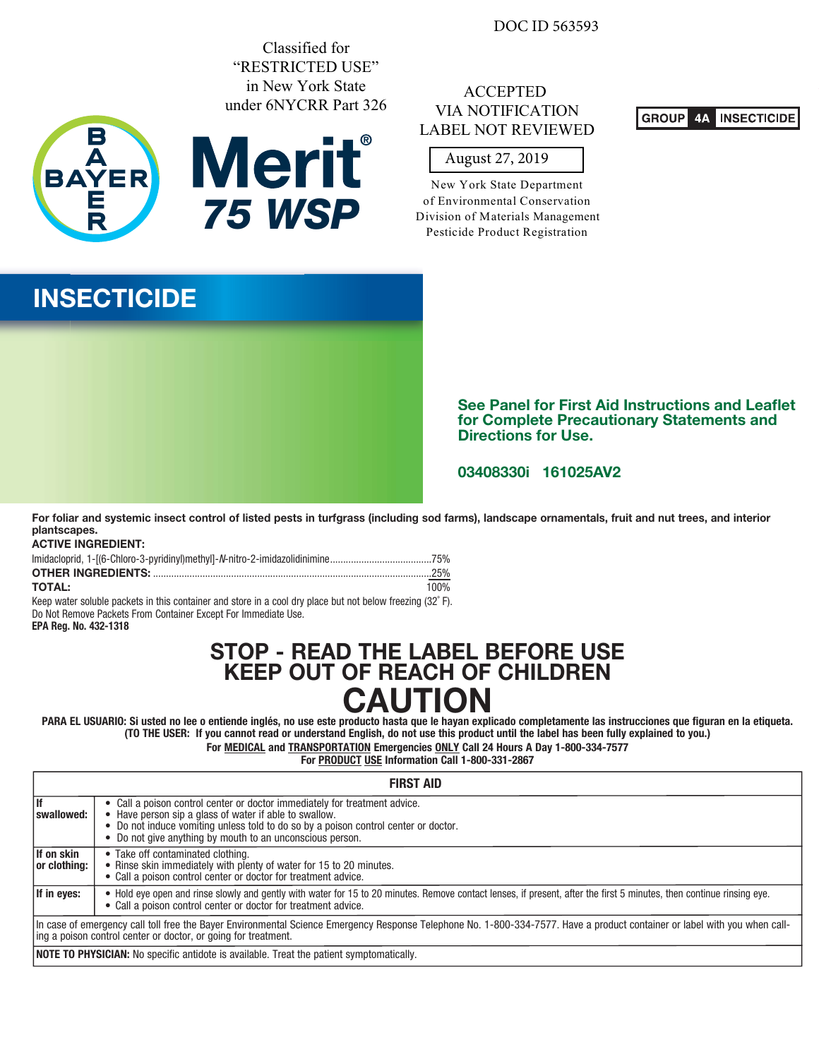DOC ID 563593

Classified for "RESTRICTED USE" in New York State under 6NYCRR Part 326

ACCEPTED
VIA NOTIFICATION
LABEL NOT REVIEWED

August 27, 2019

New York State Department of Environmental Conservation
Division of Materials Management
Pesticide Product Registration

GROUP 4A INSECTICIDE

# Merit® 75 WSP

## INSECTICIDE

**See Panel for First Aid Instructions and Leaflet for Complete Precautionary Statements and Directions for Use.**

**03408330i 161025AV2**

**For foliar and systemic insect control of listed pests in turfgrass (including sod farms), landscape ornamentals, fruit and nut trees, and interior plantscapes.**

**ACTIVE INGREDIENT:**

Imidacloprid, 1-[(6-Chloro-3-pyridinyl)methyl]-*N*-nitro-2-imidazolidinimine......................................75%
**OTHER INGREDIENTS:** .........................................................................................................25%
**TOTAL:** 100%

Keep water soluble packets in this container and store in a cool dry place but not below freezing (32° F).
Do Not Remove Packets From Container Except For Immediate Use.

**EPA Reg. No. 432-1318**

## STOP - READ THE LABEL BEFORE USE
## KEEP OUT OF REACH OF CHILDREN
# CAUTION

**PARA EL USUARIO: Si usted no lee o entiende inglés, no use este producto hasta que le hayan explicado completamente las instrucciones que figuran en la etiqueta. (TO THE USER: If you cannot read or understand English, do not use this product until the label has been fully explained to you.)**

**For MEDICAL and TRANSPORTATION Emergencies ONLY Call 24 Hours A Day 1-800-334-7577**
**For PRODUCT USE Information Call 1-800-331-2867**

| FIRST AID | |
|---|---|
| **If swallowed:** | • Call a poison control center or doctor immediately for treatment advice.<br>• Have person sip a glass of water if able to swallow.<br>• Do not induce vomiting unless told to do so by a poison control center or doctor.<br>• Do not give anything by mouth to an unconscious person. |
| **If on skin or clothing:** | • Take off contaminated clothing.<br>• Rinse skin immediately with plenty of water for 15 to 20 minutes.<br>• Call a poison control center or doctor for treatment advice. |
| **If in eyes:** | • Hold eye open and rinse slowly and gently with water for 15 to 20 minutes. Remove contact lenses, if present, after the first 5 minutes, then continue rinsing eye.<br>• Call a poison control center or doctor for treatment advice. |
| In case of emergency call toll free the Bayer Environmental Science Emergency Response Telephone No. 1-800-334-7577. Have a product container or label with you when calling a poison control center or doctor, or going for treatment. | |
| **NOTE TO PHYSICIAN:** No specific antidote is available. Treat the patient symptomatically. | |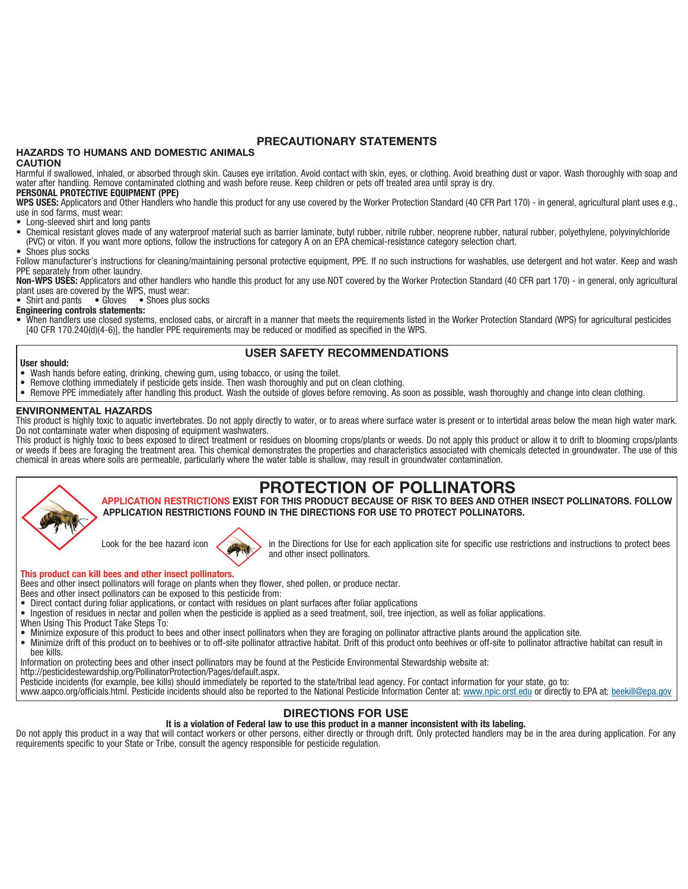## PRECAUTIONARY STATEMENTS

### HAZARDS TO HUMANS AND DOMESTIC ANIMALS

**CAUTION**

Harmful if swallowed, inhaled, or absorbed through skin. Causes eye irritation. Avoid contact with skin, eyes, or clothing. Avoid breathing dust or vapor. Wash thoroughly with soap and water after handling. Remove contaminated clothing and wash before reuse. Keep children or pets off treated area until spray is dry.

**PERSONAL PROTECTIVE EQUIPMENT (PPE)**

**WPS USES:** Applicators and Other Handlers who handle this product for any use covered by the Worker Protection Standard (40 CFR Part 170) - in general, agricultural plant uses e.g., use in sod farms, must wear:

- Long-sleeved shirt and long pants
- Chemical resistant gloves made of any waterproof material such as barrier laminate, butyl rubber, nitrile rubber, neoprene rubber, natural rubber, polyethylene, polyvinylchloride (PVC) or viton. If you want more options, follow the instructions for category A on an EPA chemical-resistance category selection chart.
- Shoes plus socks

Follow manufacturer's instructions for cleaning/maintaining personal protective equipment, PPE. If no such instructions for washables, use detergent and hot water. Keep and wash PPE separately from other laundry.

**Non-WPS USES:** Applicators and other handlers who handle this product for any use NOT covered by the Worker Protection Standard (40 CFR part 170) - in general, only agricultural plant uses are covered by the WPS, must wear:

- Shirt and pants • Gloves • Shoes plus socks

**Engineering controls statements:**

- When handlers use closed systems, enclosed cabs, or aircraft in a manner that meets the requirements listed in the Worker Protection Standard (WPS) for agricultural pesticides [40 CFR 170.240(d)(4-6)], the handler PPE requirements may be reduced or modified as specified in the WPS.

### USER SAFETY RECOMMENDATIONS

**User should:**

- Wash hands before eating, drinking, chewing gum, using tobacco, or using the toilet.
- Remove clothing immediately if pesticide gets inside. Then wash thoroughly and put on clean clothing.
- Remove PPE immediately after handling this product. Wash the outside of gloves before removing. As soon as possible, wash thoroughly and change into clean clothing.

### ENVIRONMENTAL HAZARDS

This product is highly toxic to aquatic invertebrates. Do not apply directly to water, or to areas where surface water is present or to intertidal areas below the mean high water mark. Do not contaminate water when disposing of equipment washwaters.

This product is highly toxic to bees exposed to direct treatment or residues on blooming crops/plants or weeds. Do not apply this product or allow it to drift to blooming crops/plants or weeds if bees are foraging the treatment area. This chemical demonstrates the properties and characteristics associated with chemicals detected in groundwater. The use of this chemical in areas where soils are permeable, particularly where the water table is shallow, may result in groundwater contamination.

## PROTECTION OF POLLINATORS

**APPLICATION RESTRICTIONS EXIST FOR THIS PRODUCT BECAUSE OF RISK TO BEES AND OTHER INSECT POLLINATORS. FOLLOW APPLICATION RESTRICTIONS FOUND IN THE DIRECTIONS FOR USE TO PROTECT POLLINATORS.**

Look for the bee hazard icon in the Directions for Use for each application site for specific use restrictions and instructions to protect bees and other insect pollinators.

**This product can kill bees and other insect pollinators.**

Bees and other insect pollinators will forage on plants when they flower, shed pollen, or produce nectar.

Bees and other insect pollinators can be exposed to this pesticide from:

- Direct contact during foliar applications, or contact with residues on plant surfaces after foliar applications
- Ingestion of residues in nectar and pollen when the pesticide is applied as a seed treatment, soil, tree injection, as well as foliar applications.

When Using This Product Take Steps To:

- Minimize exposure of this product to bees and other insect pollinators when they are foraging on pollinator attractive plants around the application site.
- Minimize drift of this product on to beehives or to off-site pollinator attractive habitat. Drift of this product onto beehives or off-site to pollinator attractive habitat can result in bee kills.

Information on protecting bees and other insect pollinators may be found at the Pesticide Environmental Stewardship website at:
http://pesticidestewardship.org/PollinatorProtection/Pages/default.aspx.

Pesticide incidents (for example, bee kills) should immediately be reported to the state/tribal lead agency. For contact information for your state, go to:
www.aapco.org/officials.html. Pesticide incidents should also be reported to the National Pesticide Information Center at: www.npic.orst.edu or directly to EPA at: beekill@epa.gov

## DIRECTIONS FOR USE

**It is a violation of Federal law to use this product in a manner inconsistent with its labeling.**

Do not apply this product in a way that will contact workers or other persons, either directly or through drift. Only protected handlers may be in the area during application. For any requirements specific to your State or Tribe, consult the agency responsible for pesticide regulation.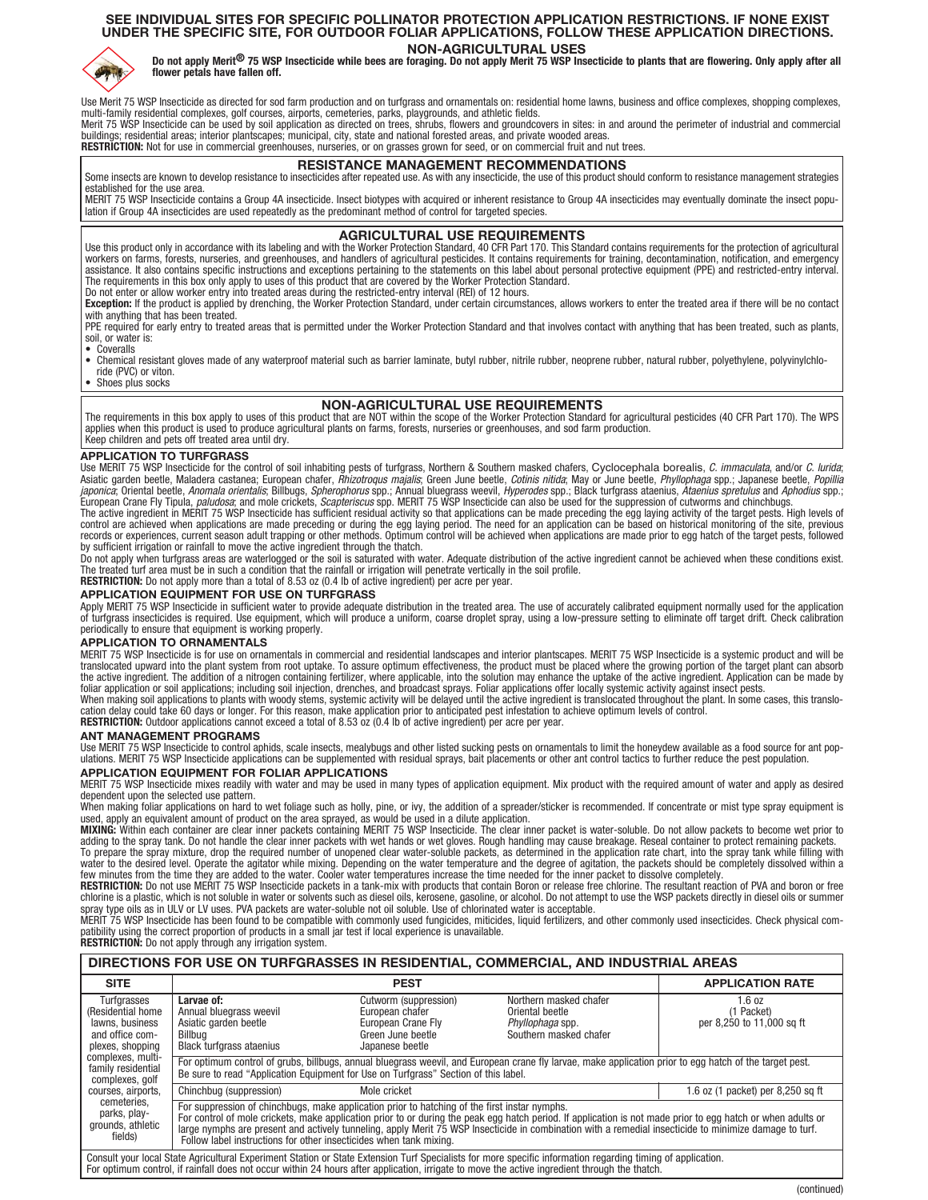**SEE INDIVIDUAL SITES FOR SPECIFIC POLLINATOR PROTECTION APPLICATION RESTRICTIONS. IF NONE EXIST UNDER THE SPECIFIC SITE, FOR OUTDOOR FOLIAR APPLICATIONS, FOLLOW THESE APPLICATION DIRECTIONS.**

## NON-AGRICULTURAL USES

**Do not apply Merit® 75 WSP Insecticide while bees are foraging. Do not apply Merit 75 WSP Insecticide to plants that are flowering. Only apply after all flower petals have fallen off.**

Use Merit 75 WSP Insecticide as directed for sod farm production and on turfgrass and ornamentals on: residential home lawns, business and office complexes, shopping complexes, multi-family residential complexes, golf courses, airports, cemeteries, parks, playgrounds, and athletic fields.

Merit 75 WSP Insecticide can be used by soil application as directed on trees, shrubs, flowers and groundcovers in sites: in and around the perimeter of industrial and commercial buildings; residential areas; interior plantscapes; municipal, city, state and national forested areas, and private wooded areas.

**RESTRICTION:** Not for use in commercial greenhouses, nurseries, or on grasses grown for seed, or on commercial fruit and nut trees.

## RESISTANCE MANAGEMENT RECOMMENDATIONS

Some insects are known to develop resistance to insecticides after repeated use. As with any insecticide, the use of this product should conform to resistance management strategies established for the use area.

MERIT 75 WSP Insecticide contains a Group 4A insecticide. Insect biotypes with acquired or inherent resistance to Group 4A insecticides may eventually dominate the insect population if Group 4A insecticides are used repeatedly as the predominant method of control for targeted species.

## AGRICULTURAL USE REQUIREMENTS

Use this product only in accordance with its labeling and with the Worker Protection Standard, 40 CFR Part 170. This Standard contains requirements for the protection of agricultural workers on farms, forests, nurseries, and greenhouses, and handlers of agricultural pesticides. It contains requirements for training, decontamination, notification, and emergency assistance. It also contains specific instructions and exceptions pertaining to the statements on this label about personal protective equipment (PPE) and restricted-entry interval. The requirements in this box only apply to uses of this product that are covered by the Worker Protection Standard.

Do not enter or allow worker entry into treated areas during the restricted-entry interval (REI) of 12 hours.

**Exception:** If the product is applied by drenching, the Worker Protection Standard, under certain circumstances, allows workers to enter the treated area if there will be no contact with anything that has been treated.

PPE required for early entry to treated areas that is permitted under the Worker Protection Standard and that involves contact with anything that has been treated, such as plants, soil, or water is:

- Coveralls
- Chemical resistant gloves made of any waterproof material such as barrier laminate, butyl rubber, nitrile rubber, neoprene rubber, natural rubber, polyethylene, polyvinylchloride (PVC) or viton.
- Shoes plus socks

## NON-AGRICULTURAL USE REQUIREMENTS

The requirements in this box apply to uses of this product that are NOT within the scope of the Worker Protection Standard for agricultural pesticides (40 CFR Part 170). The WPS applies when this product is used to produce agricultural plants on farms, forests, nurseries or greenhouses, and sod farm production.

Keep children and pets off treated area until dry.

### APPLICATION TO TURFGRASS

Use MERIT 75 WSP Insecticide for the control of soil inhabiting pests of turfgrass, Northern & Southern masked chafers, Cyclocephala borealis, *C. immaculata*, and/or *C. lurida*; Asiatic garden beetle, Maladera castanea; European chafer, *Rhizotroqus majalis*; Green June beetle, *Cotinis nitida*; May or June beetle, *Phyllophaga* spp.; Japanese beetle, *Popillia japonica*; Oriental beetle, *Anomala orientalis*; Billbugs, *Spherophorus* spp.; Annual bluegrass weevil, *Hyperodes* spp.; Black turfgrass ataenius, *Ataenius spretulus* and *Aphodius* spp.; European Crane Fly Tipula, *paludosa*; and mole crickets, *Scapteriscus* spp. MERIT 75 WSP Insecticide can also be used for the suppression of cutworms and chinchbugs.

The active ingredient in MERIT 75 WSP Insecticide has sufficient residual activity so that applications can be made preceding the egg laying activity of the target pests. High levels of control are achieved when applications are made preceding or during the egg laying period. The need for an application can be based on historical monitoring of the site, previous records or experiences, current season adult trapping or other methods. Optimum control will be achieved when applications are made prior to egg hatch of the target pests, followed by sufficient irrigation or rainfall to move the active ingredient through the thatch.

Do not apply when turfgrass areas are waterlogged or the soil is saturated with water. Adequate distribution of the active ingredient cannot be achieved when these conditions exist. The treated turf area must be in such a condition that the rainfall or irrigation will penetrate vertically in the soil profile.

**RESTRICTION:** Do not apply more than a total of 8.53 oz (0.4 lb of active ingredient) per acre per year.

### APPLICATION EQUIPMENT FOR USE ON TURFGRASS

Apply MERIT 75 WSP Insecticide in sufficient water to provide adequate distribution in the treated area. The use of accurately calibrated equipment normally used for the application of turfgrass insecticides is required. Use equipment, which will produce a uniform, coarse droplet spray, using a low-pressure setting to eliminate off target drift. Check calibration periodically to ensure that equipment is working properly.

### APPLICATION TO ORNAMENTALS

MERIT 75 WSP Insecticide is for use on ornamentals in commercial and residential landscapes and interior plantscapes. MERIT 75 WSP Insecticide is a systemic product and will be translocated upward into the plant system from root uptake. To assure optimum effectiveness, the product must be placed where the growing portion of the target plant can absorb the active ingredient. The addition of a nitrogen containing fertilizer, where applicable, into the solution may enhance the uptake of the active ingredient. Application can be made by foliar application or soil applications; including soil injection, drenches, and broadcast sprays. Foliar applications offer locally systemic activity against insect pests.

When making soil applications to plants with woody stems, systemic activity will be delayed until the active ingredient is translocated throughout the plant. In some cases, this translocation delay could take 60 days or longer. For this reason, make application prior to anticipated pest infestation to achieve optimum levels of control.

**RESTRICTION:** Outdoor applications cannot exceed a total of 8.53 oz (0.4 lb of active ingredient) per acre per year.

### ANT MANAGEMENT PROGRAMS

Use MERIT 75 WSP Insecticide to control aphids, scale insects, mealybugs and other listed sucking pests on ornamentals to limit the honeydew available as a food source for ant populations. MERIT 75 WSP Insecticide applications can be supplemented with residual sprays, bait placements or other ant control tactics to further reduce the pest population.

### APPLICATION EQUIPMENT FOR FOLIAR APPLICATIONS

MERIT 75 WSP Insecticide mixes readily with water and may be used in many types of application equipment. Mix product with the required amount of water and apply as desired dependent upon the selected use pattern.

When making foliar applications on hard to wet foliage such as holly, pine, or ivy, the addition of a spreader/sticker is recommended. If concentrate or mist type spray equipment is used, apply an equivalent amount of product on the area sprayed, as would be used in a dilute application.

**MIXING:** Within each container are clear inner packets containing MERIT 75 WSP Insecticide. The clear inner packet is water-soluble. Do not allow packets to become wet prior to adding to the spray tank. Do not handle the clear inner packets with wet hands or wet gloves. Rough handling may cause breakage. Reseal container to protect remaining packets.

To prepare the spray mixture, drop the required number of unopened clear water-soluble packets, as determined in the application rate chart, into the spray tank while filling with water to the desired level. Operate the agitator while mixing. Depending on the water temperature and the degree of agitation, the packets should be completely dissolved within a few minutes from the time they are added to the water. Cooler water temperatures increase the time needed for the inner packet to dissolve completely.

**RESTRICTION:** Do not use MERIT 75 WSP Insecticide packets in a tank-mix with products that contain Boron or release free chlorine. The resultant reaction of PVA and boron or free chlorine is a plastic, which is not soluble in water or solvents such as diesel oils, kerosene, gasoline, or alcohol. Do not attempt to use the WSP packets directly in diesel oils or summer spray type oils as in ULV or LV uses. PVA packets are water-soluble not oil soluble. Use of chlorinated water is acceptable.

MERIT 75 WSP Insecticide has been found to be compatible with commonly used fungicides, miticides, liquid fertilizers, and other commonly used insecticides. Check physical compatibility using the correct proportion of products in a small jar test if local experience is unavailable.

**RESTRICTION:** Do not apply through any irrigation system.

## DIRECTIONS FOR USE ON TURFGRASSES IN RESIDENTIAL, COMMERCIAL, AND INDUSTRIAL AREAS

| SITE | PEST | | | APPLICATION RATE |
|---|---|---|---|---|
| Turfgrasses (Residential home lawns, business and office complexes, shopping complexes, multi-family residential complexes, golf courses, airports, cemeteries, parks, playgrounds, athletic fields) | **Larvae of:** Annual bluegrass weevil, Asiatic garden beetle, Billbug, Black turfgrass ataenius | Cutworm (suppression), European chafer, European Crane Fly, Green June beetle, Japanese beetle | Northern masked chafer, Oriental beetle, *Phyllophaga* spp., Southern masked chafer | 1.6 oz (1 Packet) per 8,250 to 11,000 sq ft |
| | For optimum control of grubs, billbugs, annual bluegrass weevil, and European crane fly larvae, make application prior to egg hatch of the target pest. Be sure to read "Application Equipment for Use on Turfgrass" Section of this label. | | | |
| | Chinchbug (suppression) | Mole cricket | | 1.6 oz (1 packet) per 8,250 sq ft |
| | For suppression of chinchbugs, make application prior to hatching of the first instar nymphs. For optimum control of mole crickets, make application prior to or during the peak egg hatch period. If application is not made prior to egg hatch or when adults or large nymphs are present and actively tunneling, apply MERIT 75 WSP Insecticide in combination with a remedial insecticide to minimize damage to turf. Follow label instructions for other insecticides when tank mixing. | | | |

Consult your local State Agricultural Experiment Station or State Extension Turf Specialists for more specific information regarding timing of application.
For optimum control, if rainfall does not occur within 24 hours after application, irrigate to move the active ingredient through the thatch.

(continued)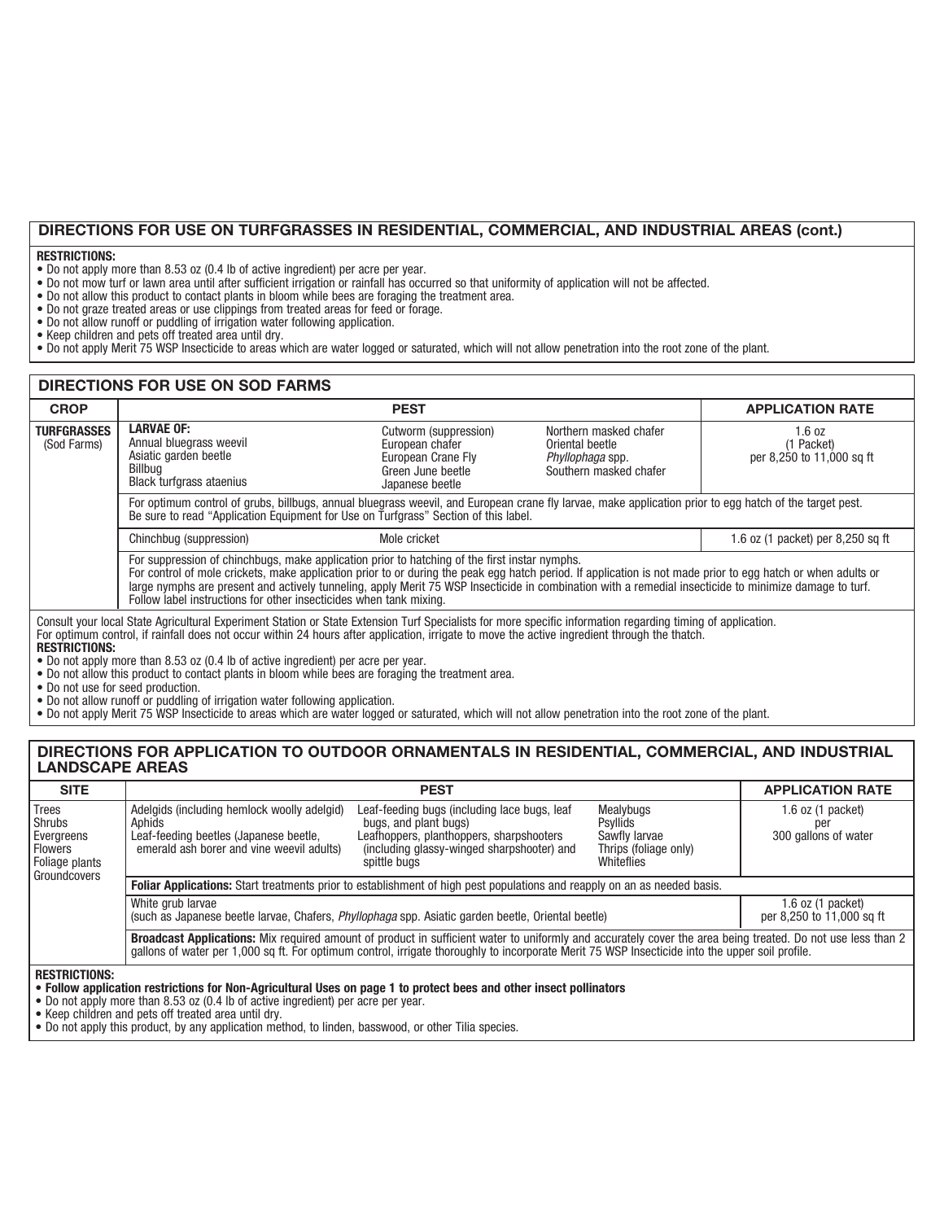## DIRECTIONS FOR USE ON TURFGRASSES IN RESIDENTIAL, COMMERCIAL, AND INDUSTRIAL AREAS (cont.)

**RESTRICTIONS:**

- Do not apply more than 8.53 oz (0.4 lb of active ingredient) per acre per year.
- Do not mow turf or lawn area until after sufficient irrigation or rainfall has occurred so that uniformity of application will not be affected.
- Do not allow this product to contact plants in bloom while bees are foraging the treatment area.
- Do not graze treated areas or use clippings from treated areas for feed or forage.
- Do not allow runoff or puddling of irrigation water following application.
- Keep children and pets off treated area until dry.
- Do not apply Merit 75 WSP Insecticide to areas which are water logged or saturated, which will not allow penetration into the root zone of the plant.

## DIRECTIONS FOR USE ON SOD FARMS

| CROP | PEST | | | APPLICATION RATE |
|---|---|---|---|---|
| **TURFGRASSES** (Sod Farms) | **LARVAE OF:** Annual bluegrass weevil, Asiatic garden beetle, Billbug, Black turfgrass ataenius | Cutworm (suppression), European chafer, European Crane Fly, Green June beetle, Japanese beetle | Northern masked chafer, Oriental beetle, *Phyllophaga* spp., Southern masked chafer | 1.6 oz (1 Packet) per 8,250 to 11,000 sq ft |
| | For optimum control of grubs, billbugs, annual bluegrass weevil, and European crane fly larvae, make application prior to egg hatch of the target pest. Be sure to read "Application Equipment for Use on Turfgrass" Section of this label. | | | |
| | Chinchbug (suppression) | Mole cricket | | 1.6 oz (1 packet) per 8,250 sq ft |
| | For suppression of chinchbugs, make application prior to hatching of the first instar nymphs. For control of mole crickets, make application prior to or during the peak egg hatch period. If application is not made prior to egg hatch or when adults or large nymphs are present and actively tunneling, apply Merit 75 WSP Insecticide in combination with a remedial insecticide to minimize damage to turf. Follow label instructions for other insecticides when tank mixing. | | | |

Consult your local State Agricultural Experiment Station or State Extension Turf Specialists for more specific information regarding timing of application.

For optimum control, if rainfall does not occur within 24 hours after application, irrigate to move the active ingredient through the thatch.

**RESTRICTIONS:**

- Do not apply more than 8.53 oz (0.4 lb of active ingredient) per acre per year.
- Do not allow this product to contact plants in bloom while bees are foraging the treatment area.
- Do not use for seed production.
- Do not allow runoff or puddling of irrigation water following application.
- Do not apply Merit 75 WSP Insecticide to areas which are water logged or saturated, which will not allow penetration into the root zone of the plant.

## DIRECTIONS FOR APPLICATION TO OUTDOOR ORNAMENTALS IN RESIDENTIAL, COMMERCIAL, AND INDUSTRIAL LANDSCAPE AREAS

| SITE | PEST | | | APPLICATION RATE |
|---|---|---|---|---|
| Trees, Shrubs, Evergreens, Flowers, Foliage plants, Groundcovers | Adelgids (including hemlock woolly adelgid), Aphids, Leaf-feeding beetles (Japanese beetle, emerald ash borer and vine weevil adults) | Leaf-feeding bugs (including lace bugs, leaf bugs, and plant bugs), Leafhoppers, planthoppers, sharpshooters (including glassy-winged sharpshooter) and spittle bugs | Mealybugs, Psyllids, Sawfly larvae, Thrips (foliage only), Whiteflies | 1.6 oz (1 packet) per 300 gallons of water |
| | **Foliar Applications:** Start treatments prior to establishment of high pest populations and reapply on an as needed basis. | | | |
| | White grub larvae (such as Japanese beetle larvae, Chafers, *Phyllophaga* spp. Asiatic garden beetle, Oriental beetle) | | | 1.6 oz (1 packet) per 8,250 to 11,000 sq ft |
| | **Broadcast Applications:** Mix required amount of product in sufficient water to uniformly and accurately cover the area being treated. Do not use less than 2 gallons of water per 1,000 sq ft. For optimum control, irrigate thoroughly to incorporate Merit 75 WSP Insecticide into the upper soil profile. | | | |

**RESTRICTIONS:**

- **Follow application restrictions for Non-Agricultural Uses on page 1 to protect bees and other insect pollinators**
- Do not apply more than 8.53 oz (0.4 lb of active ingredient) per acre per year.
- Keep children and pets off treated area until dry.
- Do not apply this product, by any application method, to linden, basswood, or other Tilia species.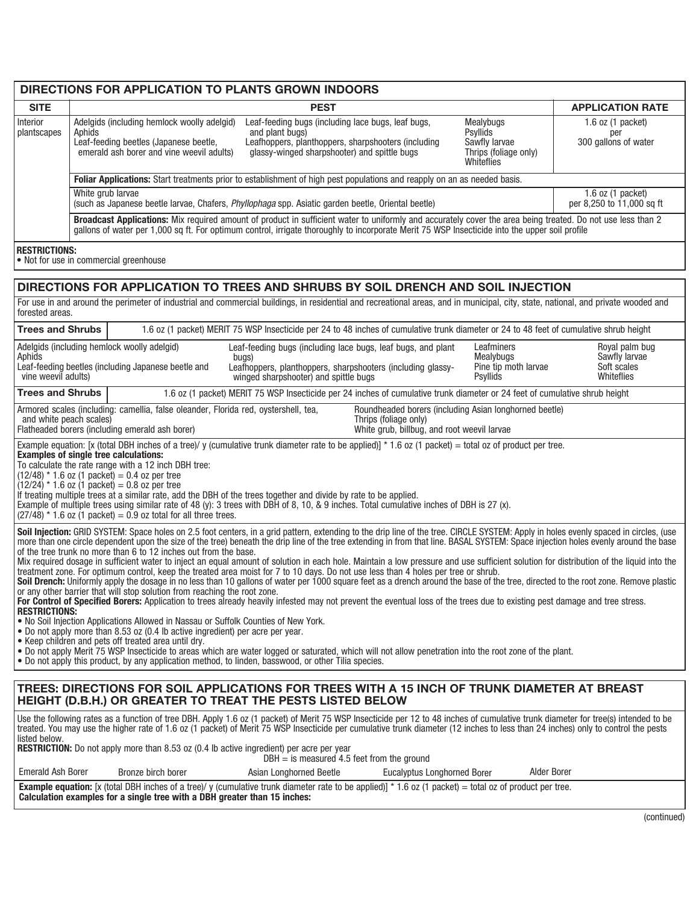## DIRECTIONS FOR APPLICATION TO PLANTS GROWN INDOORS

| SITE | PEST | | | APPLICATION RATE |
|---|---|---|---|---|
| Interior plantscapes | Adelgids (including hemlock woolly adelgid)<br>Aphids<br>Leaf-feeding beetles (Japanese beetle, emerald ash borer and vine weevil adults) | Leaf-feeding bugs (including lace bugs, leaf bugs, and plant bugs)<br>Leafhoppers, planthoppers, sharpshooters (including glassy-winged sharpshooter) and spittle bugs | Mealybugs<br>Psyllids<br>Sawfly larvae<br>Thrips (foliage only)<br>Whiteflies | 1.6 oz (1 packet) per 300 gallons of water |
| | **Foliar Applications:** Start treatments prior to establishment of high pest populations and reapply on an as needed basis. | | | |
| | White grub larvae<br>(such as Japanese beetle larvae, Chafers, *Phyllophaga* spp. Asiatic garden beetle, Oriental beetle) | | | 1.6 oz (1 packet) per 8,250 to 11,000 sq ft |
| | **Broadcast Applications:** Mix required amount of product in sufficient water to uniformly and accurately cover the area being treated. Do not use less than 2 gallons of water per 1,000 sq ft. For optimum control, irrigate thoroughly to incorporate Merit 75 WSP Insecticide into the upper soil profile | | | |

**RESTRICTIONS:**
- Not for use in commercial greenhouse

## DIRECTIONS FOR APPLICATION TO TREES AND SHRUBS BY SOIL DRENCH AND SOIL INJECTION

For use in and around the perimeter of industrial and commercial buildings, in residential and recreational areas, and in municipal, city, state, national, and private wooded and forested areas.

| Trees and Shrubs | 1.6 oz (1 packet) MERIT 75 WSP Insecticide per 24 to 48 inches of cumulative trunk diameter or 24 to 48 feet of cumulative shrub height | | |
|---|---|---|---|
| Adelgids (including hemlock woolly adelgid)<br>Aphids<br>Leaf-feeding beetles (including Japanese beetle and vine weevil adults) | Leaf-feeding bugs (including lace bugs, leaf bugs, and plant bugs)<br>Leafhoppers, planthoppers, sharpshooters (including glassy-winged sharpshooter) and spittle bugs | Leafminers<br>Mealybugs<br>Pine tip moth larvae<br>Psyllids | Royal palm bug<br>Sawfly larvae<br>Soft scales<br>Whiteflies |

| Trees and Shrubs | 1.6 oz (1 packet) MERIT 75 WSP Insecticide per 24 inches of cumulative trunk diameter or 24 feet of cumulative shrub height |
|---|---|
| Armored scales (including: camellia, false oleander, Florida red, oystershell, tea, and white peach scales)<br>Flatheaded borers (including emerald ash borer) | Roundheaded borers (including Asian longhorned beetle)<br>Thrips (foliage only)<br>White grub, billbug, and root weevil larvae |

Example equation: [x (total DBH inches of a tree)/ y (cumulative trunk diameter rate to be applied)] * 1.6 oz (1 packet) = total oz of product per tree.

**Examples of single tree calculations:**

To calculate the rate range with a 12 inch DBH tree:

(12/48) * 1.6 oz (1 packet) = 0.4 oz per tree

(12/24) * 1.6 oz (1 packet) = 0.8 oz per tree

If treating multiple trees at a similar rate, add the DBH of the trees together and divide by rate to be applied.

Example of multiple trees using similar rate of 48 (y): 3 trees with DBH of 8, 10, & 9 inches. Total cumulative inches of DBH is 27 (x).

(27/48) * 1.6 oz (1 packet) = 0.9 oz total for all three trees.

**Soil Injection:** GRID SYSTEM: Space holes on 2.5 foot centers, in a grid pattern, extending to the drip line of the tree. CIRCLE SYSTEM: Apply in holes evenly spaced in circles, (use more than one circle dependent upon the size of the tree) beneath the drip line of the tree extending in from that line. BASAL SYSTEM: Space injection holes evenly around the base of the tree trunk no more than 6 to 12 inches out from the base.

Mix required dosage in sufficient water to inject an equal amount of solution in each hole. Maintain a low pressure and use sufficient solution for distribution of the liquid into the treatment zone. For optimum control, keep the treated area moist for 7 to 10 days. Do not use less than 4 holes per tree or shrub.

**Soil Drench:** Uniformly apply the dosage in no less than 10 gallons of water per 1000 square feet as a drench around the base of the tree, directed to the root zone. Remove plastic or any other barrier that will stop solution from reaching the root zone.

**For Control of Specified Borers:** Application to trees already heavily infested may not prevent the eventual loss of the trees due to existing pest damage and tree stress.

**RESTRICTIONS:**
- No Soil Injection Applications Allowed in Nassau or Suffolk Counties of New York.
- Do not apply more than 8.53 oz (0.4 lb active ingredient) per acre per year.
- Keep children and pets off treated area until dry.
- Do not apply Merit 75 WSP Insecticide to areas which are water logged or saturated, which will not allow penetration into the root zone of the plant.
- Do not apply this product, by any application method, to linden, basswood, or other Tilia species.

## TREES: DIRECTIONS FOR SOIL APPLICATIONS FOR TREES WITH A 15 INCH OF TRUNK DIAMETER AT BREAST HEIGHT (D.B.H.) OR GREATER TO TREAT THE PESTS LISTED BELOW

Use the following rates as a function of tree DBH. Apply 1.6 oz (1 packet) of Merit 75 WSP Insecticide per 12 to 48 inches of cumulative trunk diameter for tree(s) intended to be treated. You may use the higher rate of 1.6 oz (1 packet) of Merit 75 WSP Insecticide per cumulative trunk diameter (12 inches to less than 24 inches) only to control the pests listed below.

**RESTRICTION:** Do not apply more than 8.53 oz (0.4 lb active ingredient) per acre per year

DBH = is measured 4.5 feet from the ground

| Emerald Ash Borer | Bronze birch borer | Asian Longhorned Beetle | Eucalyptus Longhorned Borer | Alder Borer |
|---|---|---|---|---|

**Example equation:** [x (total DBH inches of a tree)/ y (cumulative trunk diameter rate to be applied)] * 1.6 oz (1 packet) = total oz of product per tree.

**Calculation examples for a single tree with a DBH greater than 15 inches:**

(continued)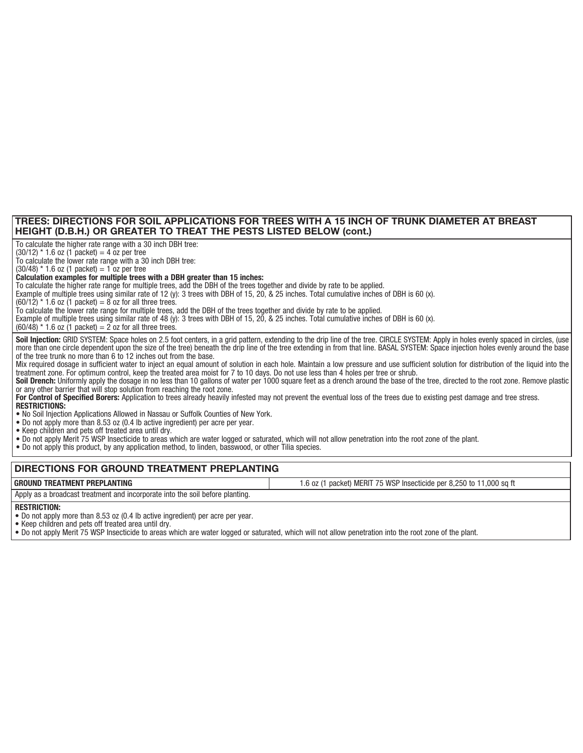## TREES: DIRECTIONS FOR SOIL APPLICATIONS FOR TREES WITH A 15 INCH OF TRUNK DIAMETER AT BREAST HEIGHT (D.B.H.) OR GREATER TO TREAT THE PESTS LISTED BELOW (cont.)

To calculate the higher rate range with a 30 inch DBH tree:
(30/12) * 1.6 oz (1 packet) = 4 oz per tree
To calculate the lower rate range with a 30 inch DBH tree:
(30/48) * 1.6 oz (1 packet) = 1 oz per tree

**Calculation examples for multiple trees with a DBH greater than 15 inches:**
To calculate the higher rate range for multiple trees, add the DBH of the trees together and divide by rate to be applied.
Example of multiple trees using similar rate of 12 (y): 3 trees with DBH of 15, 20, & 25 inches. Total cumulative inches of DBH is 60 (x).
(60/12) * 1.6 oz (1 packet) = 8 oz for all three trees.
To calculate the lower rate range for multiple trees, add the DBH of the trees together and divide by rate to be applied.
Example of multiple trees using similar rate of 48 (y): 3 trees with DBH of 15, 20, & 25 inches. Total cumulative inches of DBH is 60 (x).
(60/48) * 1.6 oz (1 packet) = 2 oz for all three trees.

**Soil Injection:** GRID SYSTEM: Space holes on 2.5 foot centers, in a grid pattern, extending to the drip line of the tree. CIRCLE SYSTEM: Apply in holes evenly spaced in circles, (use more than one circle dependent upon the size of the tree) beneath the drip line of the tree extending in from that line. BASAL SYSTEM: Space injection holes evenly around the base of the tree trunk no more than 6 to 12 inches out from the base.
Mix required dosage in sufficient water to inject an equal amount of solution in each hole. Maintain a low pressure and use sufficient solution for distribution of the liquid into the treatment zone. For optimum control, keep the treated area moist for 7 to 10 days. Do not use less than 4 holes per tree or shrub.

**Soil Drench:** Uniformly apply the dosage in no less than 10 gallons of water per 1000 square feet as a drench around the base of the tree, directed to the root zone. Remove plastic or any other barrier that will stop solution from reaching the root zone.

**For Control of Specified Borers:** Application to trees already heavily infested may not prevent the eventual loss of the trees due to existing pest damage and tree stress.

**RESTRICTIONS:**
- No Soil Injection Applications Allowed in Nassau or Suffolk Counties of New York.
- Do not apply more than 8.53 oz (0.4 lb active ingredient) per acre per year.
- Keep children and pets off treated area until dry.
- Do not apply Merit 75 WSP Insecticide to areas which are water logged or saturated, which will not allow penetration into the root zone of the plant.
- Do not apply this product, by any application method, to linden, basswood, or other Tilia species.

## DIRECTIONS FOR GROUND TREATMENT PREPLANTING

| GROUND TREATMENT PREPLANTING | 1.6 oz (1 packet) MERIT 75 WSP Insecticide per 8,250 to 11,000 sq ft |
|---|---|

Apply as a broadcast treatment and incorporate into the soil before planting.

**RESTRICTION:**
- Do not apply more than 8.53 oz (0.4 lb active ingredient) per acre per year.
- Keep children and pets off treated area until dry.
- Do not apply Merit 75 WSP Insecticide to areas which are water logged or saturated, which will not allow penetration into the root zone of the plant.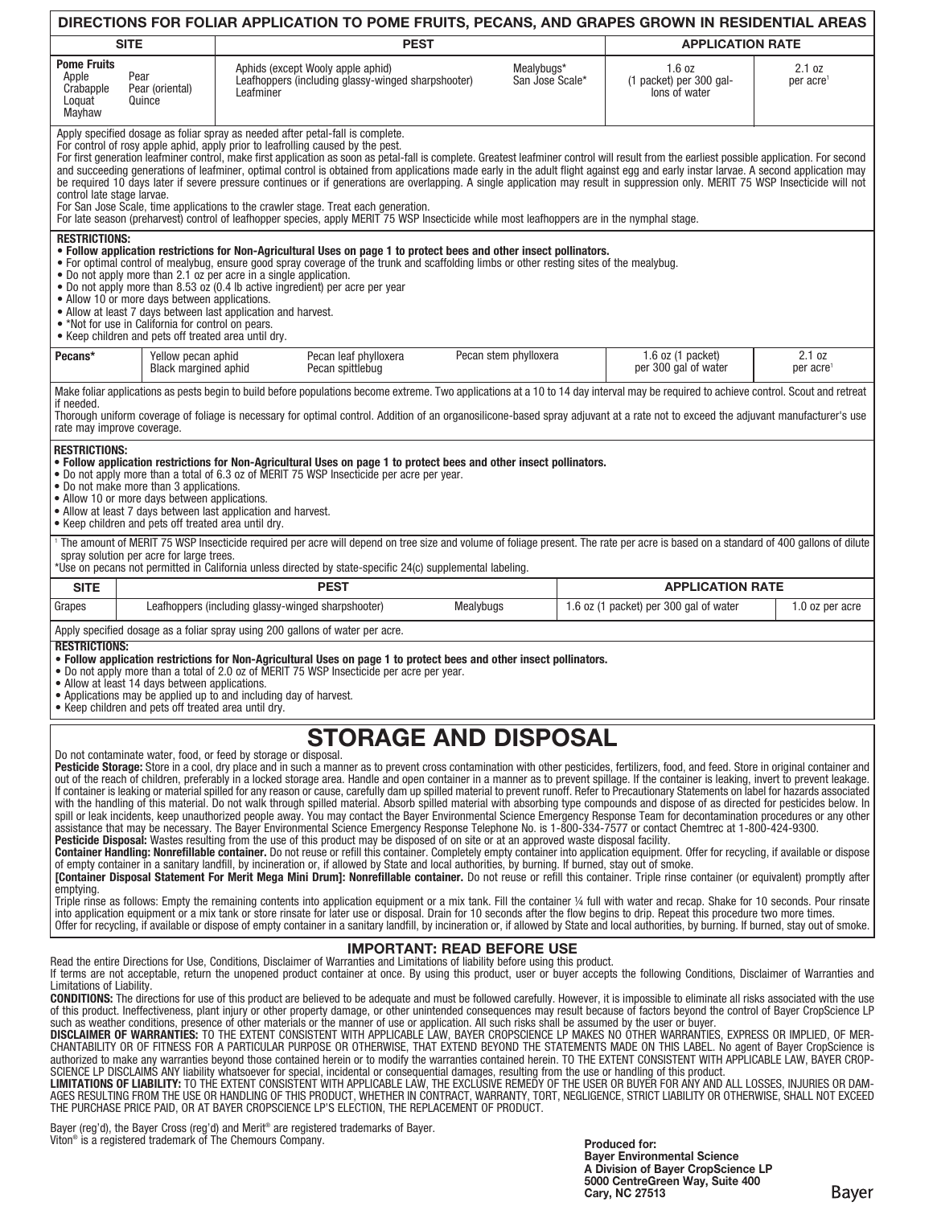## DIRECTIONS FOR FOLIAR APPLICATION TO POME FRUITS, PECANS, AND GRAPES GROWN IN RESIDENTIAL AREAS

| SITE | PEST | | APPLICATION RATE | |
|---|---|---|---|---|
| **Pome Fruits** Apple, Crabapple, Loquat, Mayhaw, Pear, Pear (oriental), Quince | Aphids (except Wooly apple aphid); Leafhoppers (including glassy-winged sharpshooter); Leafminer | Mealybugs*; San Jose Scale* | 1.6 oz (1 packet) per 300 gallons of water | 2.1 oz per acre[1] |

Apply specified dosage as foliar spray as needed after petal-fall is complete.
For control of rosy apple aphid, apply prior to leafrolling caused by the pest.
For first generation leafminer control, make first application as soon as petal-fall is complete. Greatest leafminer control will result from the earliest possible application. For second and succeeding generations of leafminer, optimal control is obtained from applications made early in the adult flight against egg and early instar larvae. A second application may be required 10 days later if severe pressure continues or if generations are overlapping. A single application may result in suppression only. MERIT 75 WSP Insecticide will not control late stage larvae.
For San Jose Scale, time applications to the crawler stage. Treat each generation.
For late season (preharvest) control of leafhopper species, apply MERIT 75 WSP Insecticide while most leafhoppers are in the nymphal stage.

**RESTRICTIONS:**
- **Follow application restrictions for Non-Agricultural Uses on page 1 to protect bees and other insect pollinators.**
- For optimal control of mealybug, ensure good spray coverage of the trunk and scaffolding limbs or other resting sites of the mealybug.
- Do not apply more than 2.1 oz per acre in a single application.
- Do not apply more than 8.53 oz (0.4 lb active ingredient) per acre per year
- Allow 10 or more days between applications.
- Allow at least 7 days between last application and harvest.
- *Not for use in California for control on pears.
- Keep children and pets off treated area until dry.

| SITE | PEST | | | APPLICATION RATE | |
|---|---|---|---|---|---|
| **Pecans*** | Yellow pecan aphid; Black margined aphid | Pecan leaf phylloxera; Pecan spittlebug | Pecan stem phylloxera | 1.6 oz (1 packet) per 300 gal of water | 2.1 oz per acre[1] |

Make foliar applications as pests begin to build before populations become extreme. Two applications at a 10 to 14 day interval may be required to achieve control. Scout and retreat if needed.
Thorough uniform coverage of foliage is necessary for optimal control. Addition of an organosilicone-based spray adjuvant at a rate not to exceed the adjuvant manufacturer's use rate may improve coverage.

**RESTRICTIONS:**
- **Follow application restrictions for Non-Agricultural Uses on page 1 to protect bees and other insect pollinators.**
- Do not apply more than a total of 6.3 oz of MERIT 75 WSP Insecticide per acre per year.
- Do not make more than 3 applications.
- Allow 10 or more days between applications.
- Allow at least 7 days between last application and harvest.
- Keep children and pets off treated area until dry.

[1] The amount of MERIT 75 WSP Insecticide required per acre will depend on tree size and volume of foliage present. The rate per acre is based on a standard of 400 gallons of dilute spray solution per acre for large trees.
*Use on pecans not permitted in California unless directed by state-specific 24(c) supplemental labeling.

| SITE | PEST | | APPLICATION RATE | |
|---|---|---|---|---|
| Grapes | Leafhoppers (including glassy-winged sharpshooter) | Mealybugs | 1.6 oz (1 packet) per 300 gal of water | 1.0 oz per acre |

Apply specified dosage as a foliar spray using 200 gallons of water per acre.

**RESTRICTIONS:**
- **Follow application restrictions for Non-Agricultural Uses on page 1 to protect bees and other insect pollinators.**
- Do not apply more than a total of 2.0 oz of MERIT 75 WSP Insecticide per acre per year.
- Allow at least 14 days between applications.
- Applications may be applied up to and including day of harvest.
- Keep children and pets off treated area until dry.

# STORAGE AND DISPOSAL

Do not contaminate water, food, or feed by storage or disposal.

**Pesticide Storage:** Store in a cool, dry place and in such a manner as to prevent cross contamination with other pesticides, fertilizers, food, and feed. Store in original container and out of the reach of children, preferably in a locked storage area. Handle and open container in a manner as to prevent spillage. If the container is leaking, invert to prevent leakage. If container is leaking or material spilled for any reason or cause, carefully dam up spilled material to prevent runoff. Refer to Precautionary Statements on label for hazards associated with the handling of this material. Do not walk through spilled material. Absorb spilled material with absorbing type compounds and dispose of as directed for pesticides below. In spill or leak incidents, keep unauthorized people away. You may contact the Bayer Environmental Science Emergency Response Team for decontamination procedures or any other assistance that may be necessary. The Bayer Environmental Science Emergency Response Telephone No. is 1-800-334-7577 or contact Chemtrec at 1-800-424-9300.

**Pesticide Disposal:** Wastes resulting from the use of this product may be disposed of on site or at an approved waste disposal facility.

**Container Handling: Nonrefillable container.** Do not reuse or refill this container. Completely empty container into application equipment. Offer for recycling, if available or dispose of empty container in a sanitary landfill, by incineration or, if allowed by State and local authorities, by burning. If burned, stay out of smoke.

**[Container Disposal Statement For Merit Mega Mini Drum]: Nonrefillable container.** Do not reuse or refill this container. Triple rinse container (or equivalent) promptly after emptying.

Triple rinse as follows: Empty the remaining contents into application equipment or a mix tank. Fill the container ¼ full with water and recap. Shake for 10 seconds. Pour rinsate into application equipment or a mix tank or store rinsate for later use or disposal. Drain for 10 seconds after the flow begins to drip. Repeat this procedure two more times.

Offer for recycling, if available or dispose of empty container in a sanitary landfill, by incineration or, if allowed by State and local authorities, by burning. If burned, stay out of smoke.

## IMPORTANT: READ BEFORE USE

Read the entire Directions for Use, Conditions, Disclaimer of Warranties and Limitations of liability before using this product.
If terms are not acceptable, return the unopened product container at once. By using this product, user or buyer accepts the following Conditions, Disclaimer of Warranties and Limitations of Liability.

**CONDITIONS:** The directions for use of this product are believed to be adequate and must be followed carefully. However, it is impossible to eliminate all risks associated with the use of this product. Ineffectiveness, plant injury or other property damage, or other unintended consequences may result because of factors beyond the control of Bayer CropScience LP such as weather conditions, presence of other materials or the manner of use or application. All such risks shall be assumed by the user or buyer.

**DISCLAIMER OF WARRANTIES:** TO THE EXTENT CONSISTENT WITH APPLICABLE LAW, BAYER CROPSCIENCE LP MAKES NO OTHER WARRANTIES, EXPRESS OR IMPLIED, OF MERCHANTABILITY OR OF FITNESS FOR A PARTICULAR PURPOSE OR OTHERWISE, THAT EXTEND BEYOND THE STATEMENTS MADE ON THIS LABEL. No agent of Bayer CropScience is authorized to make any warranties beyond those contained herein or to modify the warranties contained herein. TO THE EXTENT CONSISTENT WITH APPLICABLE LAW, BAYER CROPSCIENCE LP DISCLAIMS ANY liability whatsoever for special, incidental or consequential damages, resulting from the use or handling of this product.

**LIMITATIONS OF LIABILITY:** TO THE EXTENT CONSISTENT WITH APPLICABLE LAW, THE EXCLUSIVE REMEDY OF THE USER OR BUYER FOR ANY AND ALL LOSSES, INJURIES OR DAMAGES RESULTING FROM THE USE OR HANDLING OF THIS PRODUCT, WHETHER IN CONTRACT, WARRANTY, TORT, NEGLIGENCE, STRICT LIABILITY OR OTHERWISE, SHALL NOT EXCEED THE PURCHASE PRICE PAID, OR AT BAYER CROPSCIENCE LP'S ELECTION, THE REPLACEMENT OF PRODUCT.

Bayer (reg'd), the Bayer Cross (reg'd) and Merit® are registered trademarks of Bayer.
Viton® is a registered trademark of The Chemours Company.

**Produced for:**
**Bayer Environmental Science**
**A Division of Bayer CropScience LP**
**5000 CentreGreen Way, Suite 400**
**Cary, NC 27513**

Bayer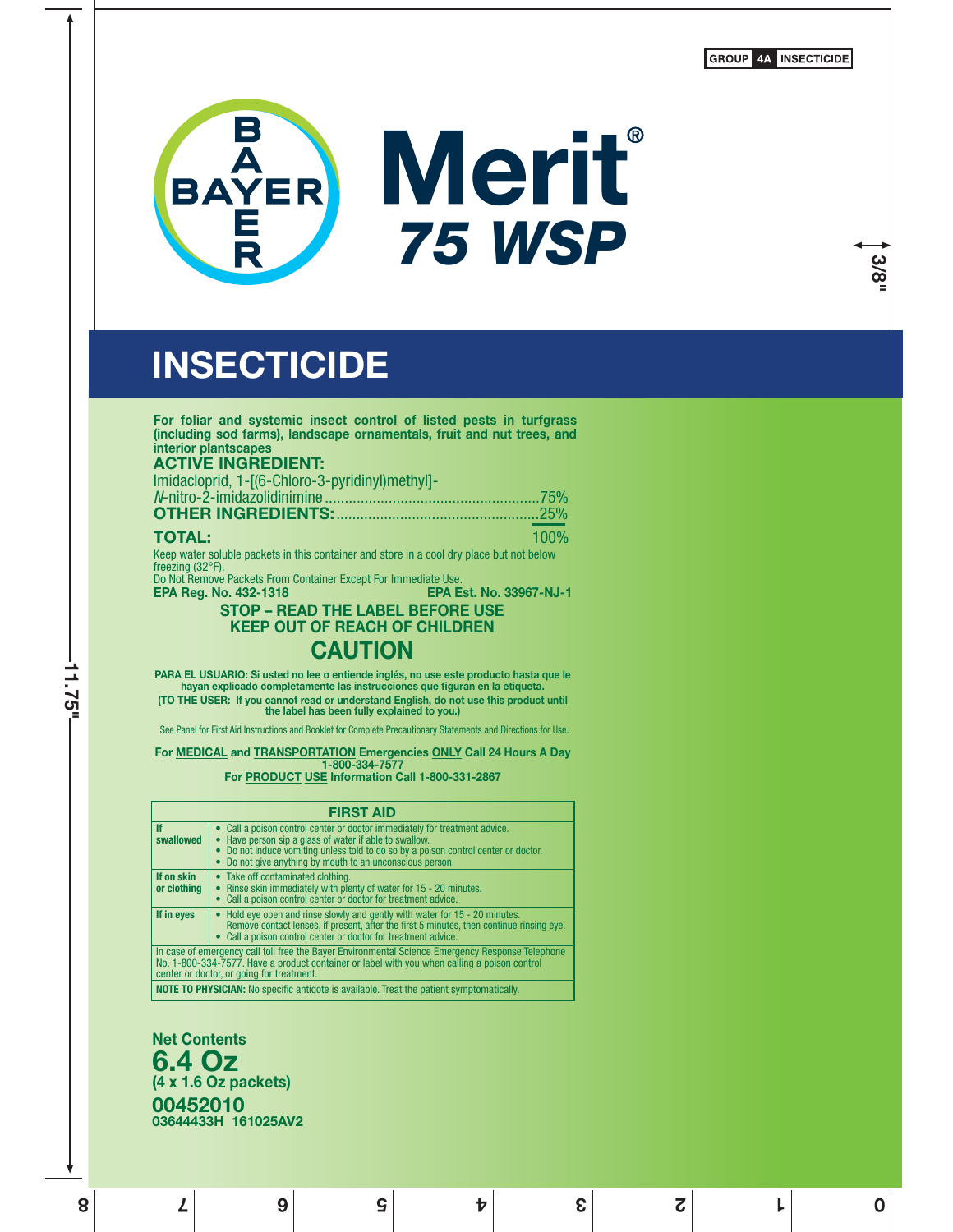GROUP **4A** INSECTICIDE

# Merit®
## 75 WSP

# INSECTICIDE

**For foliar and systemic insect control of listed pests in turfgrass (including sod farms), landscape ornamentals, fruit and nut trees, and interior plantscapes**

**ACTIVE INGREDIENT:**

| | |
|---|---|
| Imidacloprid, 1-[(6-Chloro-3-pyridinyl)methyl]-*N*-nitro-2-imidazolidinimine | 75% |
| **OTHER INGREDIENTS:** | 25% |
| **TOTAL:** | 100% |

Keep water soluble packets in this container and store in a cool dry place but not below freezing (32°F).

Do Not Remove Packets From Container Except For Immediate Use.

**EPA Reg. No. 432-1318** **EPA Est. No. 33967-NJ-1**

**STOP – READ THE LABEL BEFORE USE**

**KEEP OUT OF REACH OF CHILDREN**

## CAUTION

**PARA EL USUARIO: Si usted no lee o entiende inglés, no use este producto hasta que le hayan explicado completamente las instrucciones que figuran en la etiqueta.**

**(TO THE USER: If you cannot read or understand English, do not use this product until the label has been fully explained to you.)**

See Panel for First Aid Instructions and Booklet for Complete Precautionary Statements and Directions for Use.

**For MEDICAL and TRANSPORTATION Emergencies ONLY Call 24 Hours A Day 1-800-334-7577**

**For PRODUCT USE Information Call 1-800-331-2867**

| FIRST AID | |
|---|---|
| **If swallowed** | • Call a poison control center or doctor immediately for treatment advice.<br>• Have person sip a glass of water if able to swallow.<br>• Do not induce vomiting unless told to do so by a poison control center or doctor.<br>• Do not give anything by mouth to an unconscious person. |
| **If on skin or clothing** | • Take off contaminated clothing.<br>• Rinse skin immediately with plenty of water for 15 - 20 minutes.<br>• Call a poison control center or doctor for treatment advice. |
| **If in eyes** | • Hold eye open and rinse slowly and gently with water for 15 - 20 minutes. Remove contact lenses, if present, after the first 5 minutes, then continue rinsing eye.<br>• Call a poison control center or doctor for treatment advice. |
| In case of emergency call toll free the Bayer Environmental Science Emergency Response Telephone No. 1-800-334-7577. Have a product container or label with you when calling a poison control center or doctor, or going for treatment. | |
| **NOTE TO PHYSICIAN:** No specific antidote is available. Treat the patient symptomatically. | |

**Net Contents**

**6.4 Oz**

**(4 x 1.6 Oz packets)**

**00452010**

**03644433H 161025AV2**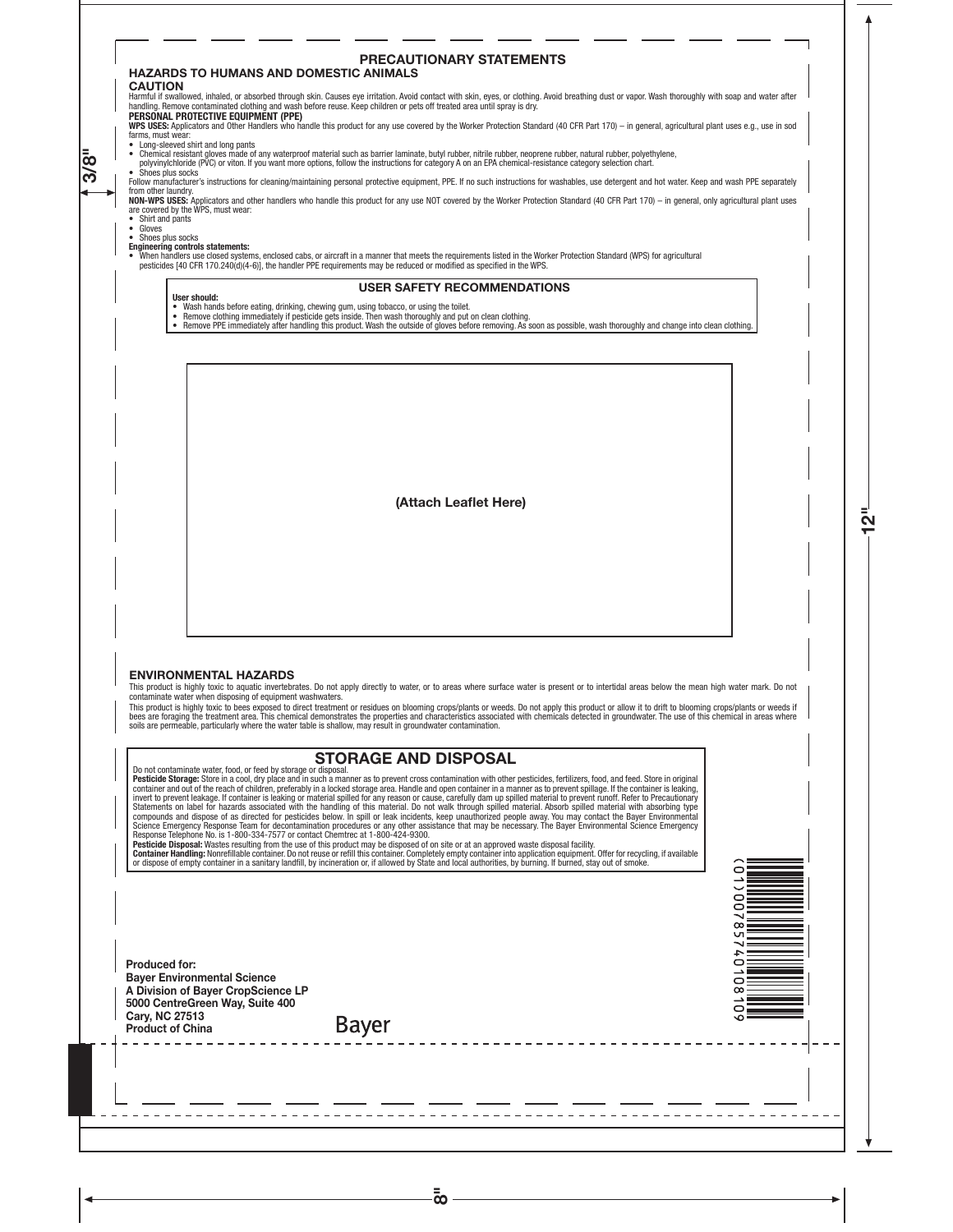## PRECAUTIONARY STATEMENTS

### HAZARDS TO HUMANS AND DOMESTIC ANIMALS

**CAUTION**

Harmful if swallowed, inhaled, or absorbed through skin. Causes eye irritation. Avoid contact with skin, eyes, or clothing. Avoid breathing dust or vapor. Wash thoroughly with soap and water after handling. Remove contaminated clothing and wash before reuse. Keep children or pets off treated area until spray is dry.

**PERSONAL PROTECTIVE EQUIPMENT (PPE)**

**WPS USES:** Applicators and Other Handlers who handle this product for any use covered by the Worker Protection Standard (40 CFR Part 170) – in general, agricultural plant uses e.g., use in sod farms, must wear:

- Long-sleeved shirt and long pants
- Chemical resistant gloves made of any waterproof material such as barrier laminate, butyl rubber, nitrile rubber, neoprene rubber, natural rubber, polyethylene, polyvinylchloride (PVC) or viton. If you want more options, follow the instructions for category A on an EPA chemical-resistance category selection chart.
- Shoes plus socks

Follow manufacturer's instructions for cleaning/maintaining personal protective equipment, PPE. If no such instructions for washables, use detergent and hot water. Keep and wash PPE separately from other laundry.

**NON-WPS USES:** Applicators and other handlers who handle this product for any use NOT covered by the Worker Protection Standard (40 CFR Part 170) – in general, only agricultural plant uses are covered by the WPS, must wear:

- Shirt and pants
- Gloves
- Shoes plus socks

**Engineering controls statements:**

- When handlers use closed systems, enclosed cabs, or aircraft in a manner that meets the requirements listed in the Worker Protection Standard (WPS) for agricultural pesticides [40 CFR 170.240(d)(4-6)], the handler PPE requirements may be reduced or modified as specified in the WPS.

### USER SAFETY RECOMMENDATIONS

**User should:**

- Wash hands before eating, drinking, chewing gum, using tobacco, or using the toilet.
- Remove clothing immediately if pesticide gets inside. Then wash thoroughly and put on clean clothing.
- Remove PPE immediately after handling this product. Wash the outside of gloves before removing. As soon as possible, wash thoroughly and change into clean clothing.

(Attach Leaflet Here)

### ENVIRONMENTAL HAZARDS

This product is highly toxic to aquatic invertebrates. Do not apply directly to water, or to areas where surface water is present or to intertidal areas below the mean high water mark. Do not contaminate water when disposing of equipment washwaters.

This product is highly toxic to bees exposed to direct treatment or residues on blooming crops/plants or weeds. Do not apply this product or allow it to drift to blooming crops/plants or weeds if bees are foraging the treatment area. This chemical demonstrates the properties and characteristics associated with chemicals detected in groundwater. The use of this chemical in areas where soils are permeable, particularly where the water table is shallow, may result in groundwater contamination.

## STORAGE AND DISPOSAL

Do not contaminate water, food, or feed by storage or disposal.

**Pesticide Storage:** Store in a cool, dry place and in such a manner as to prevent cross contamination with other pesticides, fertilizers, food, and feed. Store in original container and out of the reach of children, preferably in a locked storage area. Handle and open container in a manner as to prevent spillage. If the container is leaking, invert to prevent leakage. If container is leaking or material spilled for any reason or cause, carefully dam up spilled material to prevent runoff. Refer to Precautionary Statements on label for hazards associated with the handling of this material. Do not walk through spilled material. Absorb spilled material with absorbing type compounds and dispose of as directed for pesticides below. In spill or leak incidents, keep unauthorized people away. You may contact the Bayer Environmental Science Emergency Response Team for decontamination procedures or any other assistance that may be necessary. The Bayer Environmental Science Emergency Response Telephone No. is 1-800-334-7577 or contact Chemtrec at 1-800-424-9300.

**Pesticide Disposal:** Wastes resulting from the use of this product may be disposed of on site or at an approved waste disposal facility.

**Container Handling:** Nonrefillable container. Do not reuse or refill this container. Completely empty container into application equipment. Offer for recycling, if available or dispose of empty container in a sanitary landfill, by incineration or, if allowed by State and local authorities, by burning. If burned, stay out of smoke.

(01)00785740108109

**Produced for:**
**Bayer Environmental Science**
**A Division of Bayer CropScience LP**
**5000 CentreGreen Way, Suite 400**
**Cary, NC 27513**
**Product of China**

Bayer